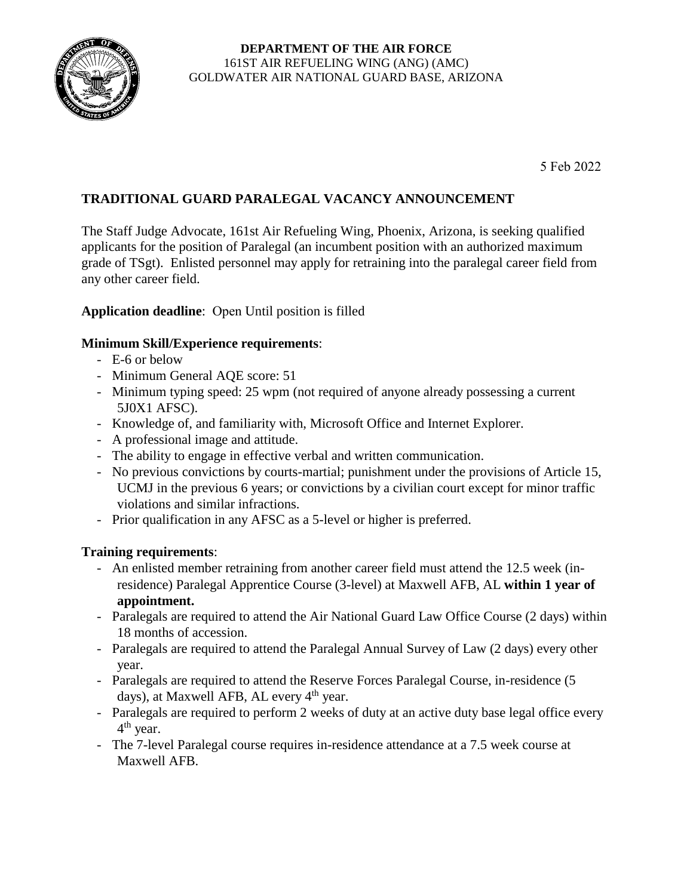**DEPARTMENT OF THE AIR FORCE**
161ST AIR REFUELING WING (ANG) (AMC)
GOLDWATER AIR NATIONAL GUARD BASE, ARIZONA

5 Feb 2022

## TRADITIONAL GUARD PARALEGAL VACANCY ANNOUNCEMENT

The Staff Judge Advocate, 161st Air Refueling Wing, Phoenix, Arizona, is seeking qualified applicants for the position of Paralegal (an incumbent position with an authorized maximum grade of TSgt). Enlisted personnel may apply for retraining into the paralegal career field from any other career field.

**Application deadline**: Open Until position is filled

**Minimum Skill/Experience requirements**:

- E-6 or below
- Minimum General AQE score: 51
- Minimum typing speed: 25 wpm (not required of anyone already possessing a current 5J0X1 AFSC).
- Knowledge of, and familiarity with, Microsoft Office and Internet Explorer.
- A professional image and attitude.
- The ability to engage in effective verbal and written communication.
- No previous convictions by courts-martial; punishment under the provisions of Article 15, UCMJ in the previous 6 years; or convictions by a civilian court except for minor traffic violations and similar infractions.
- Prior qualification in any AFSC as a 5-level or higher is preferred.

**Training requirements**:

- An enlisted member retraining from another career field must attend the 12.5 week (in-residence) Paralegal Apprentice Course (3-level) at Maxwell AFB, AL **within 1 year of appointment.**
- Paralegals are required to attend the Air National Guard Law Office Course (2 days) within 18 months of accession.
- Paralegals are required to attend the Paralegal Annual Survey of Law (2 days) every other year.
- Paralegals are required to attend the Reserve Forces Paralegal Course, in-residence (5 days), at Maxwell AFB, AL every 4th year.
- Paralegals are required to perform 2 weeks of duty at an active duty base legal office every 4th year.
- The 7-level Paralegal course requires in-residence attendance at a 7.5 week course at Maxwell AFB.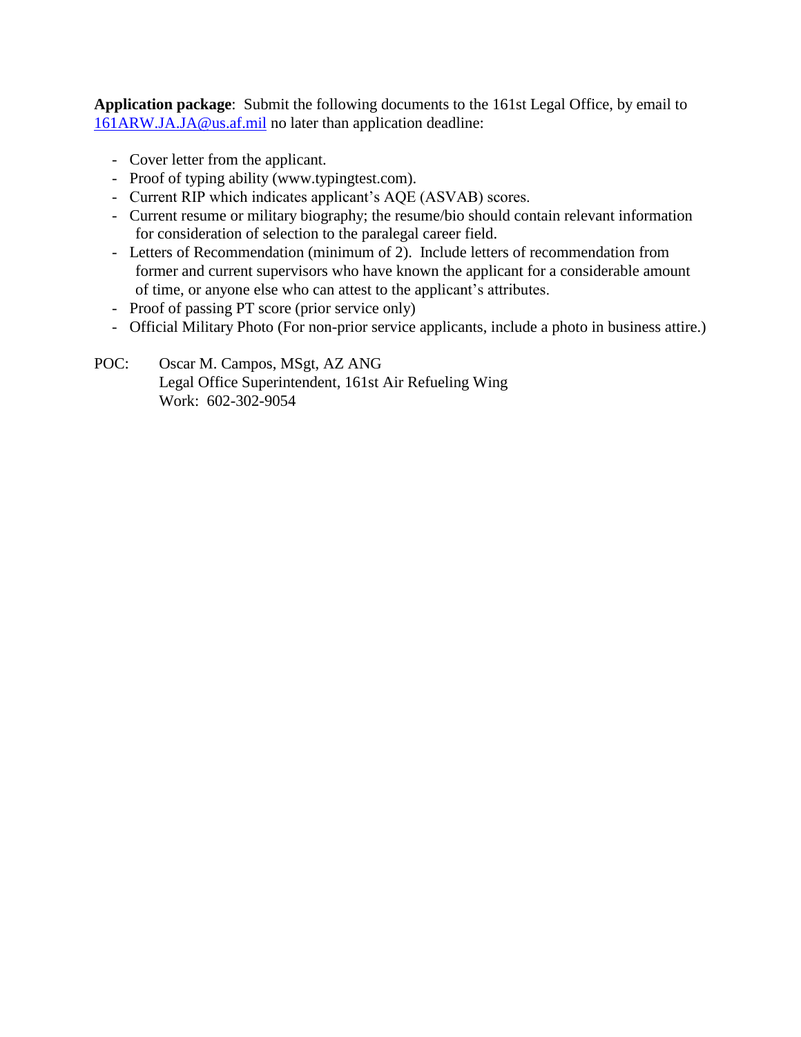**Application package**: Submit the following documents to the 161st Legal Office, by email to 161ARW.JA.JA@us.af.mil no later than application deadline:

- Cover letter from the applicant.
- Proof of typing ability (www.typingtest.com).
- Current RIP which indicates applicant's AQE (ASVAB) scores.
- Current resume or military biography; the resume/bio should contain relevant information for consideration of selection to the paralegal career field.
- Letters of Recommendation (minimum of 2). Include letters of recommendation from former and current supervisors who have known the applicant for a considerable amount of time, or anyone else who can attest to the applicant's attributes.
- Proof of passing PT score (prior service only)
- Official Military Photo (For non-prior service applicants, include a photo in business attire.)

POC: Oscar M. Campos, MSgt, AZ ANG
Legal Office Superintendent, 161st Air Refueling Wing
Work: 602-302-9054